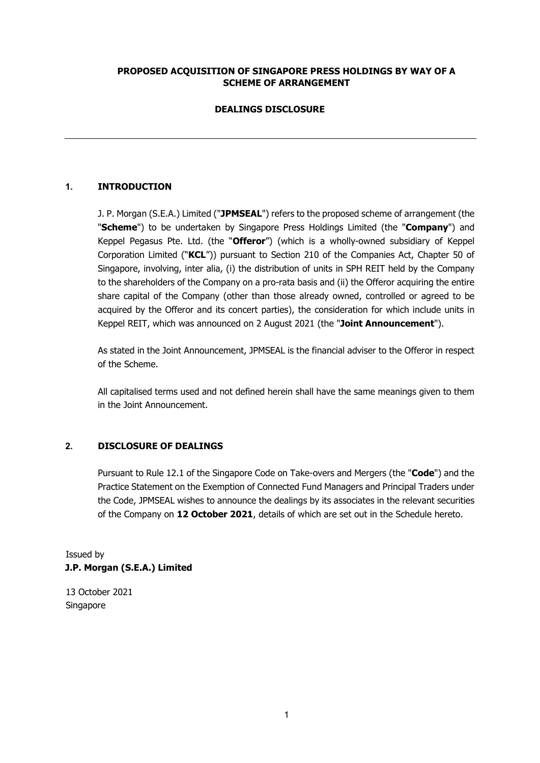**PROPOSED ACQUISITION OF SINGAPORE PRESS HOLDINGS BY WAY OF A SCHEME OF ARRANGEMENT**

**DEALINGS DISCLOSURE**

---

## 1. INTRODUCTION

J. P. Morgan (S.E.A.) Limited ("**JPMSEAL**") refers to the proposed scheme of arrangement (the "**Scheme**") to be undertaken by Singapore Press Holdings Limited (the "**Company**") and Keppel Pegasus Pte. Ltd. (the "**Offeror**") (which is a wholly-owned subsidiary of Keppel Corporation Limited ("**KCL**")) pursuant to Section 210 of the Companies Act, Chapter 50 of Singapore, involving, inter alia, (i) the distribution of units in SPH REIT held by the Company to the shareholders of the Company on a pro-rata basis and (ii) the Offeror acquiring the entire share capital of the Company (other than those already owned, controlled or agreed to be acquired by the Offeror and its concert parties), the consideration for which include units in Keppel REIT, which was announced on 2 August 2021 (the "**Joint Announcement**").

As stated in the Joint Announcement, JPMSEAL is the financial adviser to the Offeror in respect of the Scheme.

All capitalised terms used and not defined herein shall have the same meanings given to them in the Joint Announcement.

## 2. DISCLOSURE OF DEALINGS

Pursuant to Rule 12.1 of the Singapore Code on Take-overs and Mergers (the "**Code**") and the Practice Statement on the Exemption of Connected Fund Managers and Principal Traders under the Code, JPMSEAL wishes to announce the dealings by its associates in the relevant securities of the Company on **12 October 2021**, details of which are set out in the Schedule hereto.

Issued by
**J.P. Morgan (S.E.A.) Limited**

13 October 2021
Singapore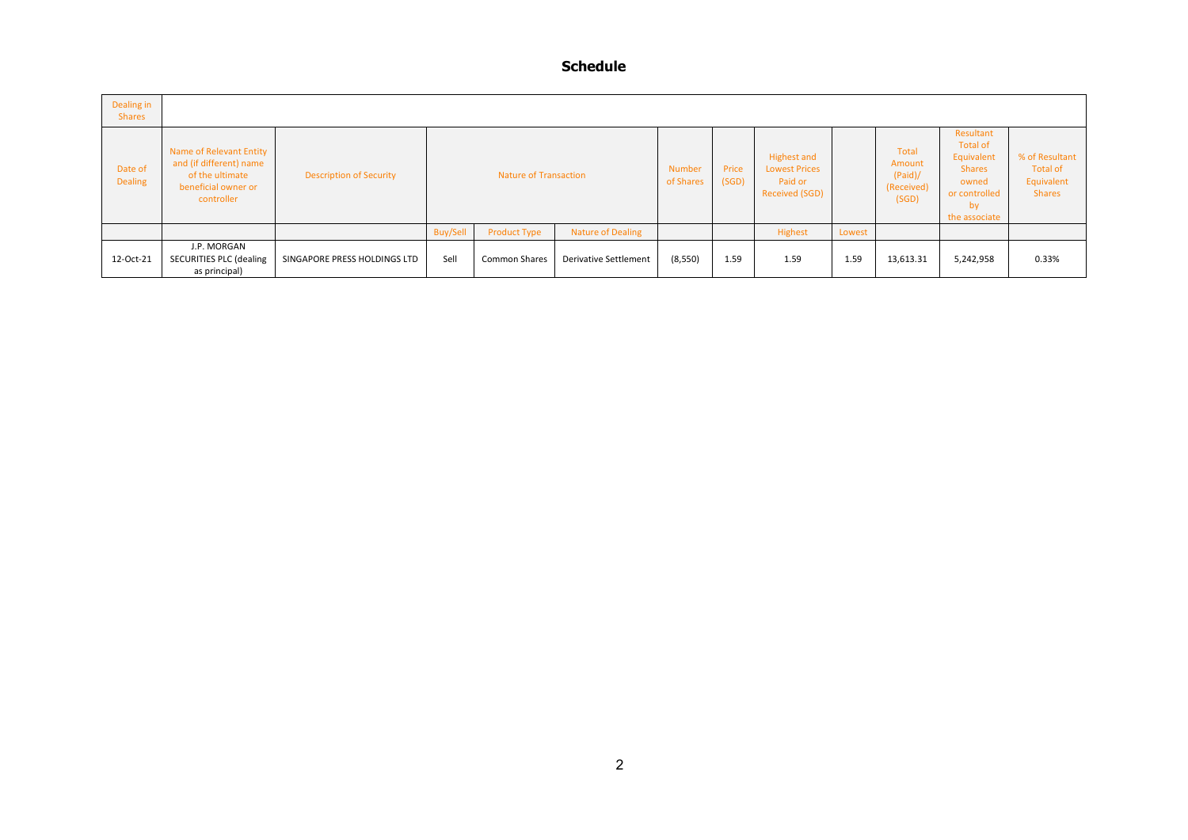## Schedule

| Dealing in Shares | | | | | | | | | | | | |
|---|---|---|---|---|---|---|---|---|---|---|---|---|
| Date of Dealing | Name of Relevant Entity and (if different) name of the ultimate beneficial owner or controller | Description of Security | Nature of Transaction | | | Number of Shares | Price (SGD) | Highest and Lowest Prices Paid or Received (SGD) | | Total Amount (Paid)/ (Received) (SGD) | Resultant Total of Equivalent Shares owned or controlled by the associate | % of Resultant Total of Equivalent Shares |
| | | | Buy/Sell | Product Type | Nature of Dealing | | | Highest | Lowest | | | |
| 12-Oct-21 | J.P. MORGAN SECURITIES PLC (dealing as principal) | SINGAPORE PRESS HOLDINGS LTD | Sell | Common Shares | Derivative Settlement | (8,550) | 1.59 | 1.59 | 1.59 | 13,613.31 | 5,242,958 | 0.33% |